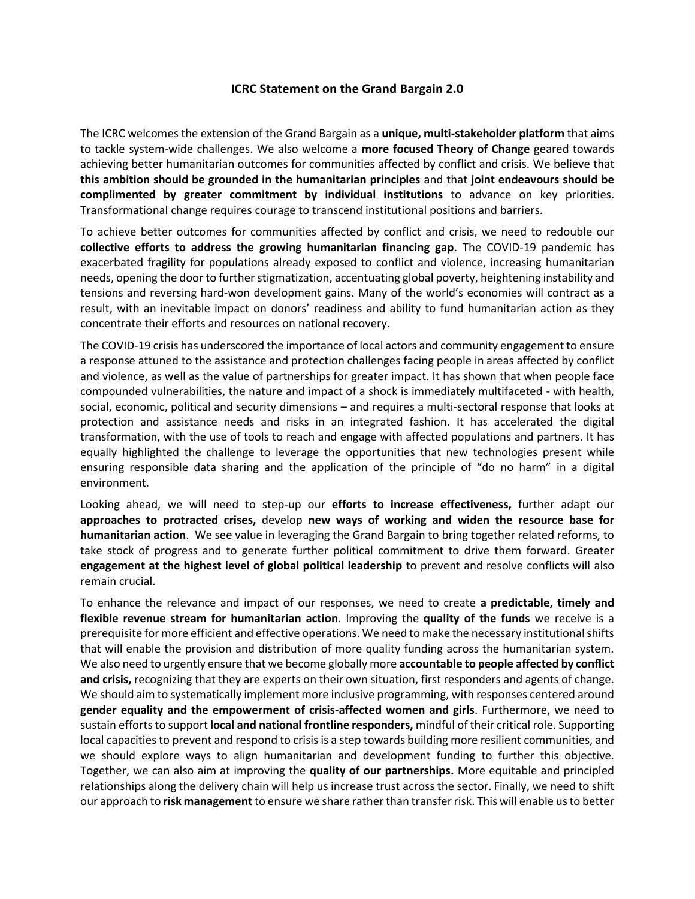**ICRC Statement on the Grand Bargain 2.0**

The ICRC welcomes the extension of the Grand Bargain as a **unique, multi-stakeholder platform** that aims to tackle system-wide challenges. We also welcome a **more focused Theory of Change** geared towards achieving better humanitarian outcomes for communities affected by conflict and crisis. We believe that **this ambition should be grounded in the humanitarian principles** and that **joint endeavours should be complimented by greater commitment by individual institutions** to advance on key priorities. Transformational change requires courage to transcend institutional positions and barriers.

To achieve better outcomes for communities affected by conflict and crisis, we need to redouble our **collective efforts to address the growing humanitarian financing gap**. The COVID-19 pandemic has exacerbated fragility for populations already exposed to conflict and violence, increasing humanitarian needs, opening the door to further stigmatization, accentuating global poverty, heightening instability and tensions and reversing hard-won development gains. Many of the world's economies will contract as a result, with an inevitable impact on donors' readiness and ability to fund humanitarian action as they concentrate their efforts and resources on national recovery.

The COVID-19 crisis has underscored the importance of local actors and community engagement to ensure a response attuned to the assistance and protection challenges facing people in areas affected by conflict and violence, as well as the value of partnerships for greater impact. It has shown that when people face compounded vulnerabilities, the nature and impact of a shock is immediately multifaceted - with health, social, economic, political and security dimensions – and requires a multi-sectoral response that looks at protection and assistance needs and risks in an integrated fashion. It has accelerated the digital transformation, with the use of tools to reach and engage with affected populations and partners. It has equally highlighted the challenge to leverage the opportunities that new technologies present while ensuring responsible data sharing and the application of the principle of "do no harm" in a digital environment.

Looking ahead, we will need to step-up our **efforts to increase effectiveness,** further adapt our **approaches to protracted crises,** develop **new ways of working and widen the resource base for humanitarian action**. We see value in leveraging the Grand Bargain to bring together related reforms, to take stock of progress and to generate further political commitment to drive them forward. Greater **engagement at the highest level of global political leadership** to prevent and resolve conflicts will also remain crucial.

To enhance the relevance and impact of our responses, we need to create **a predictable, timely and flexible revenue stream for humanitarian action**. Improving the **quality of the funds** we receive is a prerequisite for more efficient and effective operations. We need to make the necessary institutional shifts that will enable the provision and distribution of more quality funding across the humanitarian system. We also need to urgently ensure that we become globally more **accountable to people affected by conflict and crisis,** recognizing that they are experts on their own situation, first responders and agents of change. We should aim to systematically implement more inclusive programming, with responses centered around **gender equality and the empowerment of crisis-affected women and girls**. Furthermore, we need to sustain efforts to support **local and national frontline responders,** mindful of their critical role. Supporting local capacities to prevent and respond to crisis is a step towards building more resilient communities, and we should explore ways to align humanitarian and development funding to further this objective. Together, we can also aim at improving the **quality of our partnerships.** More equitable and principled relationships along the delivery chain will help us increase trust across the sector. Finally, we need to shift our approach to **risk management** to ensure we share rather than transfer risk. This will enable us to better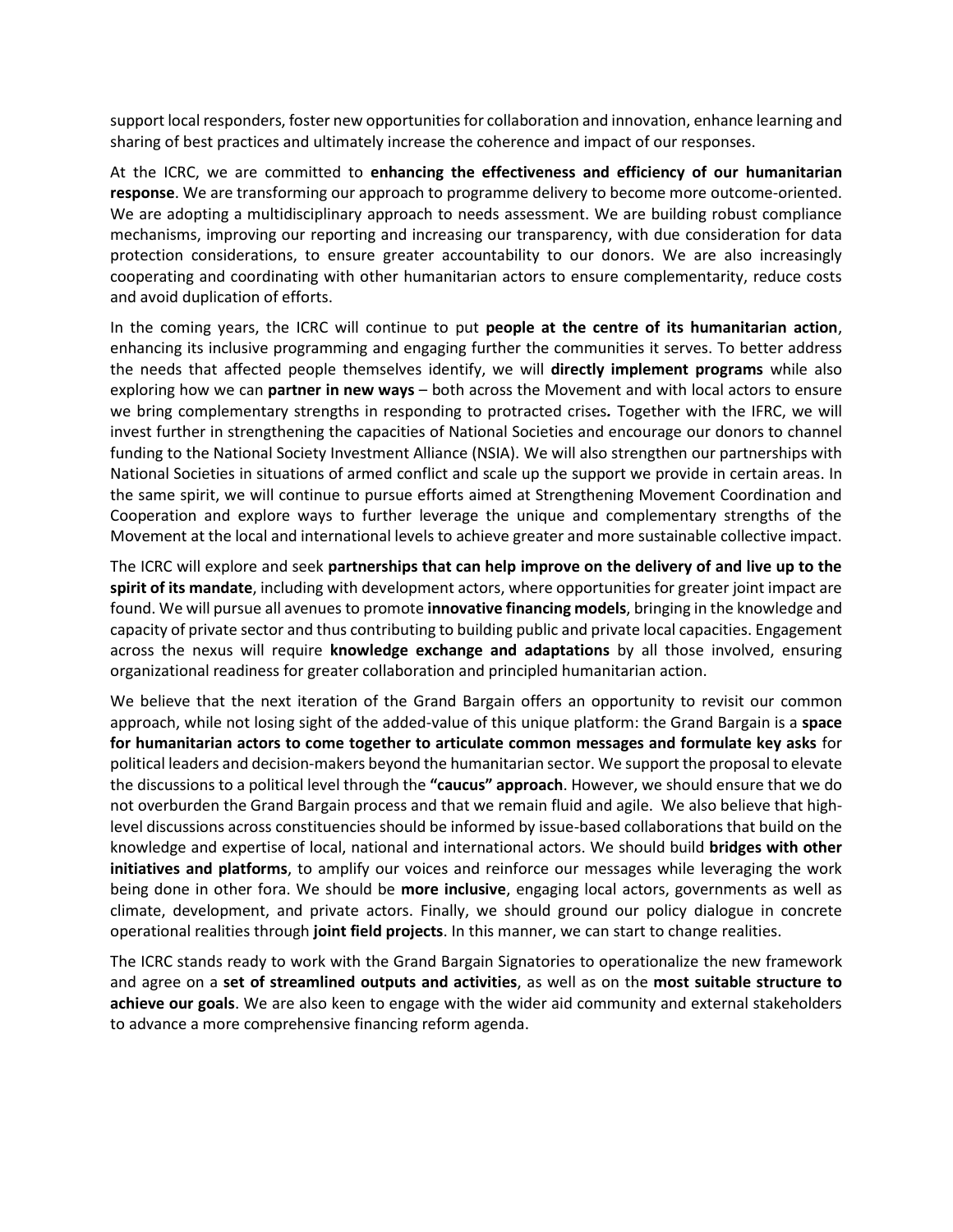support local responders, foster new opportunities for collaboration and innovation, enhance learning and sharing of best practices and ultimately increase the coherence and impact of our responses.

At the ICRC, we are committed to **enhancing the effectiveness and efficiency of our humanitarian response**. We are transforming our approach to programme delivery to become more outcome-oriented. We are adopting a multidisciplinary approach to needs assessment. We are building robust compliance mechanisms, improving our reporting and increasing our transparency, with due consideration for data protection considerations, to ensure greater accountability to our donors. We are also increasingly cooperating and coordinating with other humanitarian actors to ensure complementarity, reduce costs and avoid duplication of efforts.

In the coming years, the ICRC will continue to put **people at the centre of its humanitarian action**, enhancing its inclusive programming and engaging further the communities it serves. To better address the needs that affected people themselves identify, we will **directly implement programs** while also exploring how we can **partner in new ways** – both across the Movement and with local actors to ensure we bring complementary strengths in responding to protracted crises**.** Together with the IFRC, we will invest further in strengthening the capacities of National Societies and encourage our donors to channel funding to the National Society Investment Alliance (NSIA). We will also strengthen our partnerships with National Societies in situations of armed conflict and scale up the support we provide in certain areas. In the same spirit, we will continue to pursue efforts aimed at Strengthening Movement Coordination and Cooperation and explore ways to further leverage the unique and complementary strengths of the Movement at the local and international levels to achieve greater and more sustainable collective impact.

The ICRC will explore and seek **partnerships that can help improve on the delivery of and live up to the spirit of its mandate**, including with development actors, where opportunities for greater joint impact are found. We will pursue all avenues to promote **innovative financing models**, bringing in the knowledge and capacity of private sector and thus contributing to building public and private local capacities. Engagement across the nexus will require **knowledge exchange and adaptations** by all those involved, ensuring organizational readiness for greater collaboration and principled humanitarian action.

We believe that the next iteration of the Grand Bargain offers an opportunity to revisit our common approach, while not losing sight of the added-value of this unique platform: the Grand Bargain is a **space for humanitarian actors to come together to articulate common messages and formulate key asks** for political leaders and decision-makers beyond the humanitarian sector. We support the proposal to elevate the discussions to a political level through the **"caucus" approach**. However, we should ensure that we do not overburden the Grand Bargain process and that we remain fluid and agile. We also believe that high-level discussions across constituencies should be informed by issue-based collaborations that build on the knowledge and expertise of local, national and international actors. We should build **bridges with other initiatives and platforms**, to amplify our voices and reinforce our messages while leveraging the work being done in other fora. We should be **more inclusive**, engaging local actors, governments as well as climate, development, and private actors. Finally, we should ground our policy dialogue in concrete operational realities through **joint field projects**. In this manner, we can start to change realities.

The ICRC stands ready to work with the Grand Bargain Signatories to operationalize the new framework and agree on a **set of streamlined outputs and activities**, as well as on the **most suitable structure to achieve our goals**. We are also keen to engage with the wider aid community and external stakeholders to advance a more comprehensive financing reform agenda.